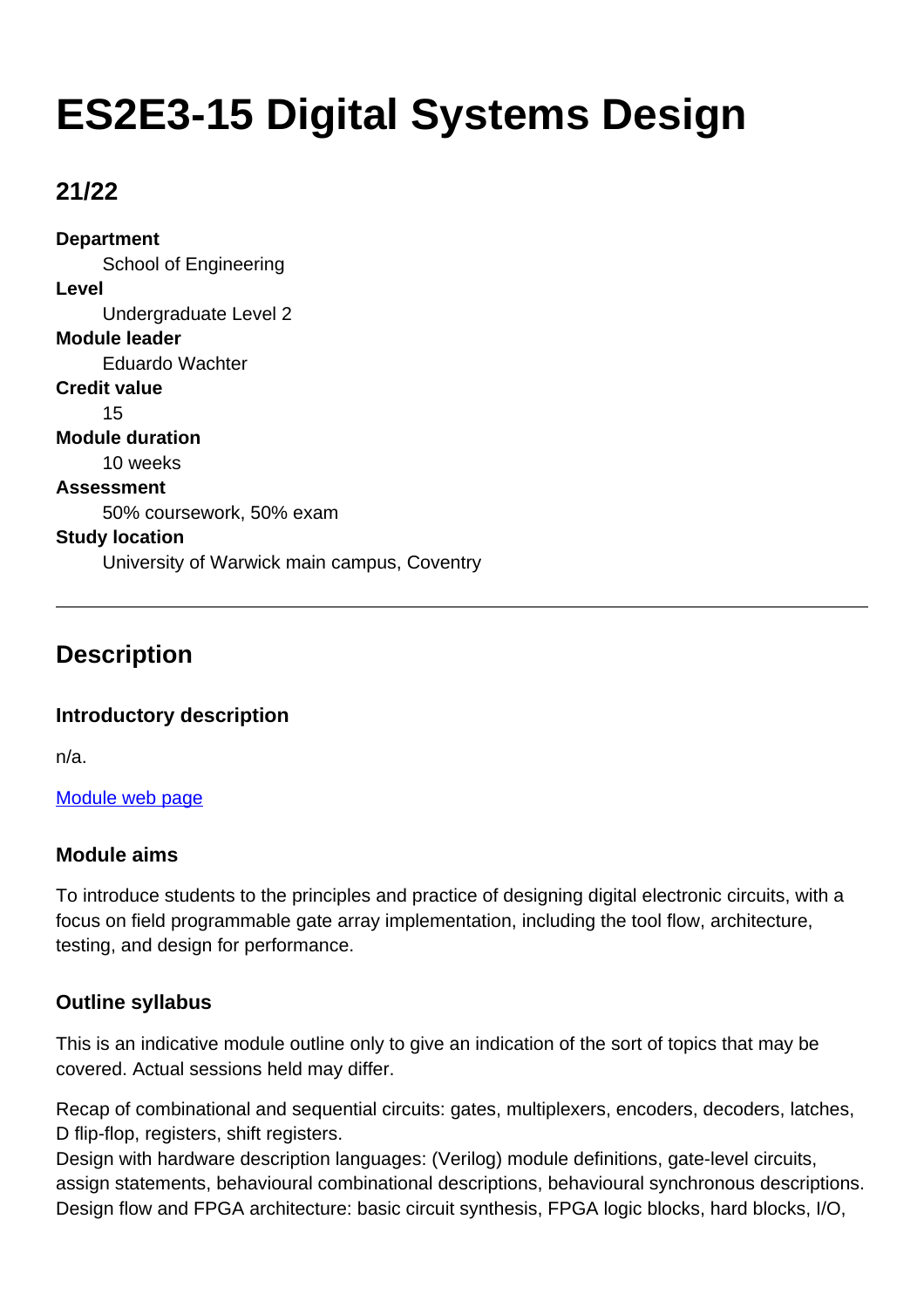# ES2E3-15 Digital Systems Design

## 21/22

**Department**
: School of Engineering

**Level**
: Undergraduate Level 2

**Module leader**
: Eduardo Wachter

**Credit value**
: 15

**Module duration**
: 10 weeks

**Assessment**
: 50% coursework, 50% exam

**Study location**
: University of Warwick main campus, Coventry

---

## Description

### Introductory description

n/a.

[Module web page]

### Module aims

To introduce students to the principles and practice of designing digital electronic circuits, with a focus on field programmable gate array implementation, including the tool flow, architecture, testing, and design for performance.

### Outline syllabus

This is an indicative module outline only to give an indication of the sort of topics that may be covered. Actual sessions held may differ.

Recap of combinational and sequential circuits: gates, multiplexers, encoders, decoders, latches, D flip-flop, registers, shift registers.
Design with hardware description languages: (Verilog) module definitions, gate-level circuits, assign statements, behavioural combinational descriptions, behavioural synchronous descriptions.
Design flow and FPGA architecture: basic circuit synthesis, FPGA logic blocks, hard blocks, I/O,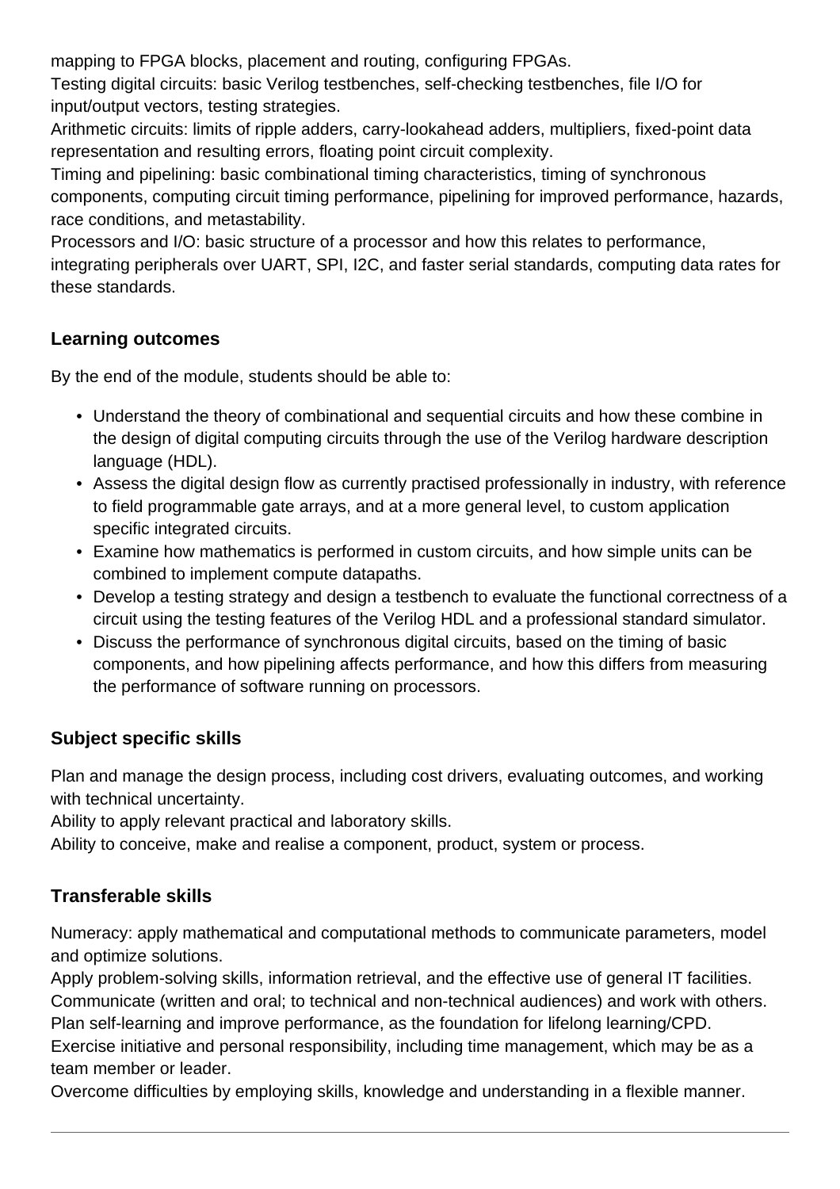mapping to FPGA blocks, placement and routing, configuring FPGAs.
Testing digital circuits: basic Verilog testbenches, self-checking testbenches, file I/O for input/output vectors, testing strategies.
Arithmetic circuits: limits of ripple adders, carry-lookahead adders, multipliers, fixed-point data representation and resulting errors, floating point circuit complexity.
Timing and pipelining: basic combinational timing characteristics, timing of synchronous components, computing circuit timing performance, pipelining for improved performance, hazards, race conditions, and metastability.
Processors and I/O: basic structure of a processor and how this relates to performance, integrating peripherals over UART, SPI, I2C, and faster serial standards, computing data rates for these standards.

### Learning outcomes

By the end of the module, students should be able to:

- Understand the theory of combinational and sequential circuits and how these combine in the design of digital computing circuits through the use of the Verilog hardware description language (HDL).
- Assess the digital design flow as currently practised professionally in industry, with reference to field programmable gate arrays, and at a more general level, to custom application specific integrated circuits.
- Examine how mathematics is performed in custom circuits, and how simple units can be combined to implement compute datapaths.
- Develop a testing strategy and design a testbench to evaluate the functional correctness of a circuit using the testing features of the Verilog HDL and a professional standard simulator.
- Discuss the performance of synchronous digital circuits, based on the timing of basic components, and how pipelining affects performance, and how this differs from measuring the performance of software running on processors.

### Subject specific skills

Plan and manage the design process, including cost drivers, evaluating outcomes, and working with technical uncertainty.
Ability to apply relevant practical and laboratory skills.
Ability to conceive, make and realise a component, product, system or process.

### Transferable skills

Numeracy: apply mathematical and computational methods to communicate parameters, model and optimize solutions.
Apply problem-solving skills, information retrieval, and the effective use of general IT facilities.
Communicate (written and oral; to technical and non-technical audiences) and work with others.
Plan self-learning and improve performance, as the foundation for lifelong learning/CPD.
Exercise initiative and personal responsibility, including time management, which may be as a team member or leader.
Overcome difficulties by employing skills, knowledge and understanding in a flexible manner.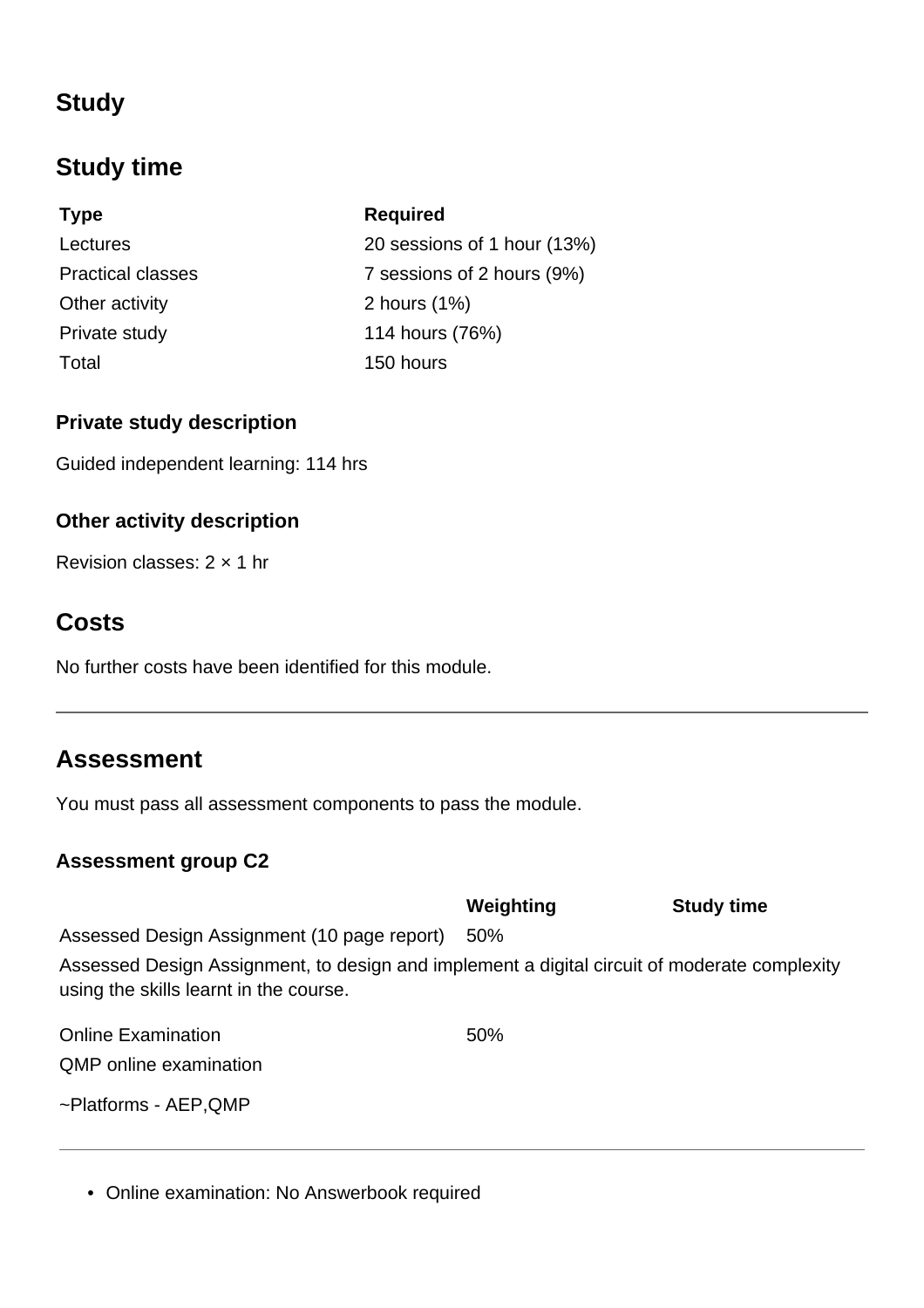## Study

## Study time

| Type | Required |
| --- | --- |
| Lectures | 20 sessions of 1 hour (13%) |
| Practical classes | 7 sessions of 2 hours (9%) |
| Other activity | 2 hours (1%) |
| Private study | 114 hours (76%) |
| Total | 150 hours |

### Private study description

Guided independent learning: 114 hrs

### Other activity description

Revision classes: 2 × 1 hr

## Costs

No further costs have been identified for this module.

---

## Assessment

You must pass all assessment components to pass the module.

### Assessment group C2

| | Weighting | Study time |
| --- | --- | --- |
| Assessed Design Assignment (10 page report) | 50% | |

Assessed Design Assignment, to design and implement a digital circuit of moderate complexity using the skills learnt in the course.

| | Weighting | Study time |
| --- | --- | --- |
| Online Examination | 50% | |

QMP online examination

~Platforms - AEP,QMP

---

- Online examination: No Answerbook required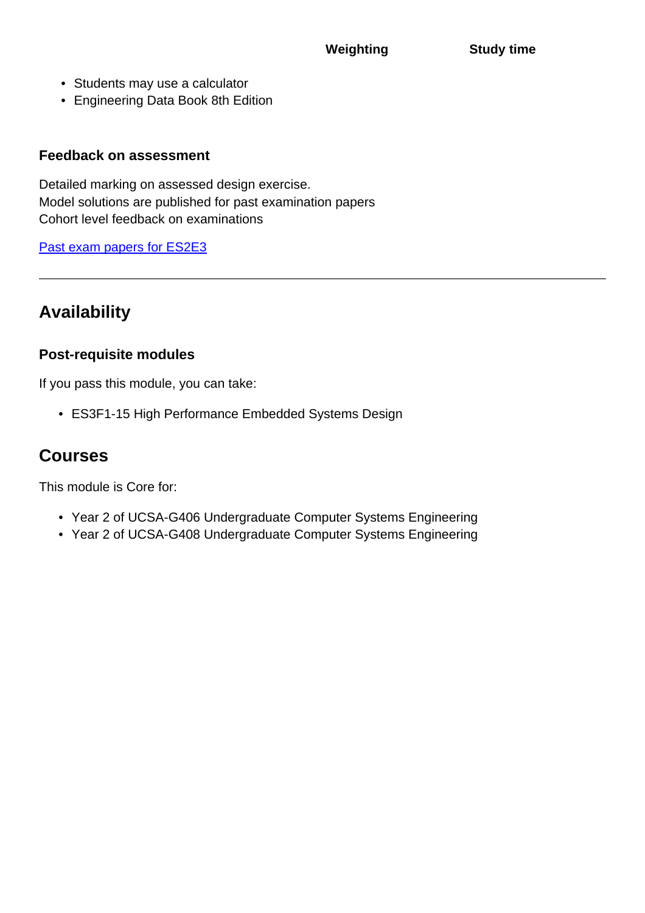| | Weighting | Study time |
|---|---|---|

- Students may use a calculator
- Engineering Data Book 8th Edition

### Feedback on assessment

Detailed marking on assessed design exercise.
Model solutions are published for past examination papers
Cohort level feedback on examinations

[Past exam papers for ES2E3]

---

## Availability

### Post-requisite modules

If you pass this module, you can take:

- ES3F1-15 High Performance Embedded Systems Design

## Courses

This module is Core for:

- Year 2 of UCSA-G406 Undergraduate Computer Systems Engineering
- Year 2 of UCSA-G408 Undergraduate Computer Systems Engineering